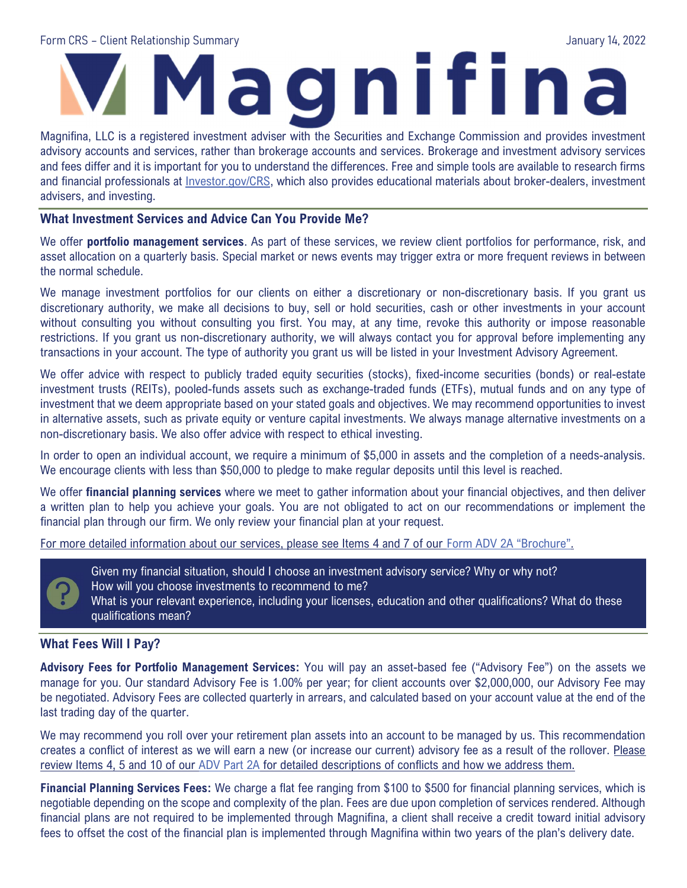Form CRS – Client Relationship Summary

January 14, 2022

# Magnifina

Magnifina, LLC is a registered investment adviser with the Securities and Exchange Commission and provides investment advisory accounts and services, rather than brokerage accounts and services. Brokerage and investment advisory services and fees differ and it is important for you to understand the differences. Free and simple tools are available to research firms and financial professionals at Investor.gov/CRS, which also provides educational materials about broker-dealers, investment advisers, and investing.

## What Investment Services and Advice Can You Provide Me?

We offer **portfolio management services**. As part of these services, we review client portfolios for performance, risk, and asset allocation on a quarterly basis. Special market or news events may trigger extra or more frequent reviews in between the normal schedule.

We manage investment portfolios for our clients on either a discretionary or non-discretionary basis. If you grant us discretionary authority, we make all decisions to buy, sell or hold securities, cash or other investments in your account without consulting you without consulting you first. You may, at any time, revoke this authority or impose reasonable restrictions. If you grant us non-discretionary authority, we will always contact you for approval before implementing any transactions in your account. The type of authority you grant us will be listed in your Investment Advisory Agreement.

We offer advice with respect to publicly traded equity securities (stocks), fixed-income securities (bonds) or real-estate investment trusts (REITs), pooled-funds assets such as exchange-traded funds (ETFs), mutual funds and on any type of investment that we deem appropriate based on your stated goals and objectives. We may recommend opportunities to invest in alternative assets, such as private equity or venture capital investments. We always manage alternative investments on a non-discretionary basis. We also offer advice with respect to ethical investing.

In order to open an individual account, we require a minimum of $5,000 in assets and the completion of a needs-analysis. We encourage clients with less than $50,000 to pledge to make regular deposits until this level is reached.

We offer **financial planning services** where we meet to gather information about your financial objectives, and then deliver a written plan to help you achieve your goals. You are not obligated to act on our recommendations or implement the financial plan through our firm. We only review your financial plan at your request.

For more detailed information about our services, please see Items 4 and 7 of our Form ADV 2A "Brochure".

> Given my financial situation, should I choose an investment advisory service? Why or why not?
> How will you choose investments to recommend to me?
> What is your relevant experience, including your licenses, education and other qualifications? What do these qualifications mean?

## What Fees Will I Pay?

**Advisory Fees for Portfolio Management Services:** You will pay an asset-based fee ("Advisory Fee") on the assets we manage for you. Our standard Advisory Fee is 1.00% per year; for client accounts over $2,000,000, our Advisory Fee may be negotiated. Advisory Fees are collected quarterly in arrears, and calculated based on your account value at the end of the last trading day of the quarter.

We may recommend you roll over your retirement plan assets into an account to be managed by us. This recommendation creates a conflict of interest as we will earn a new (or increase our current) advisory fee as a result of the rollover. Please review Items 4, 5 and 10 of our ADV Part 2A for detailed descriptions of conflicts and how we address them.

**Financial Planning Services Fees:** We charge a flat fee ranging from $100 to $500 for financial planning services, which is negotiable depending on the scope and complexity of the plan. Fees are due upon completion of services rendered. Although financial plans are not required to be implemented through Magnifina, a client shall receive a credit toward initial advisory fees to offset the cost of the financial plan is implemented through Magnifina within two years of the plan's delivery date.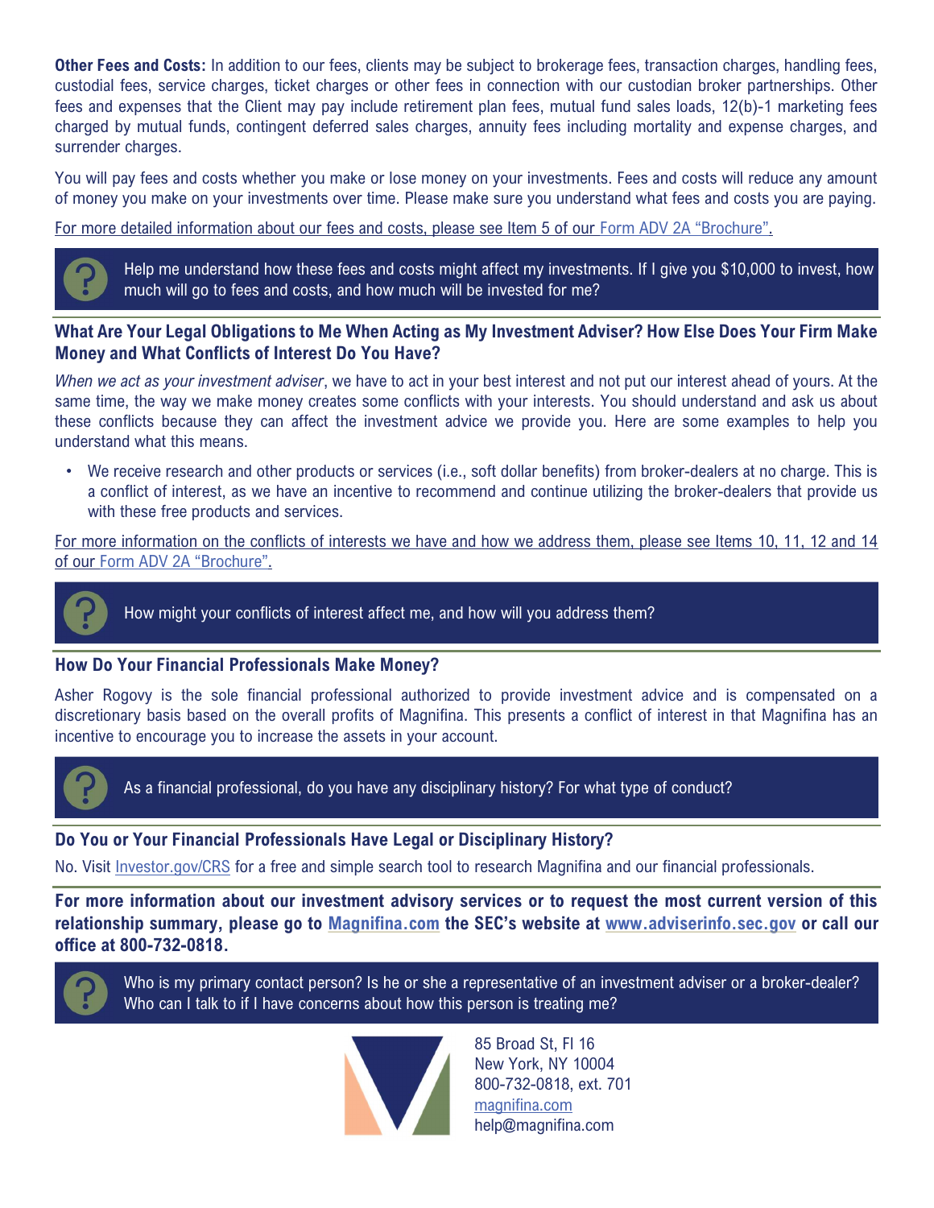**Other Fees and Costs:** In addition to our fees, clients may be subject to brokerage fees, transaction charges, handling fees, custodial fees, service charges, ticket charges or other fees in connection with our custodian broker partnerships. Other fees and expenses that the Client may pay include retirement plan fees, mutual fund sales loads, 12(b)-1 marketing fees charged by mutual funds, contingent deferred sales charges, annuity fees including mortality and expense charges, and surrender charges.

You will pay fees and costs whether you make or lose money on your investments. Fees and costs will reduce any amount of money you make on your investments over time. Please make sure you understand what fees and costs you are paying.

For more detailed information about our fees and costs, please see Item 5 of our Form ADV 2A "Brochure".

> Help me understand how these fees and costs might affect my investments. If I give you $10,000 to invest, how much will go to fees and costs, and how much will be invested for me?

## What Are Your Legal Obligations to Me When Acting as My Investment Adviser? How Else Does Your Firm Make Money and What Conflicts of Interest Do You Have?

*When we act as your investment adviser*, we have to act in your best interest and not put our interest ahead of yours. At the same time, the way we make money creates some conflicts with your interests. You should understand and ask us about these conflicts because they can affect the investment advice we provide you. Here are some examples to help you understand what this means.

- We receive research and other products or services (i.e., soft dollar benefits) from broker-dealers at no charge. This is a conflict of interest, as we have an incentive to recommend and continue utilizing the broker-dealers that provide us with these free products and services.

For more information on the conflicts of interests we have and how we address them, please see Items 10, 11, 12 and 14 of our Form ADV 2A "Brochure".

> How might your conflicts of interest affect me, and how will you address them?

## How Do Your Financial Professionals Make Money?

Asher Rogovy is the sole financial professional authorized to provide investment advice and is compensated on a discretionary basis based on the overall profits of Magnifina. This presents a conflict of interest in that Magnifina has an incentive to encourage you to increase the assets in your account.

> As a financial professional, do you have any disciplinary history? For what type of conduct?

## Do You or Your Financial Professionals Have Legal or Disciplinary History?

No. Visit Investor.gov/CRS for a free and simple search tool to research Magnifina and our financial professionals.

**For more information about our investment advisory services or to request the most current version of this relationship summary, please go to Magnifina.com the SEC's website at www.adviserinfo.sec.gov or call our office at 800-732-0818.**

> Who is my primary contact person? Is he or she a representative of an investment adviser or a broker-dealer? Who can I talk to if I have concerns about how this person is treating me?

85 Broad St, Fl 16
New York, NY 10004
800-732-0818, ext. 701
magnifina.com
help@magnifina.com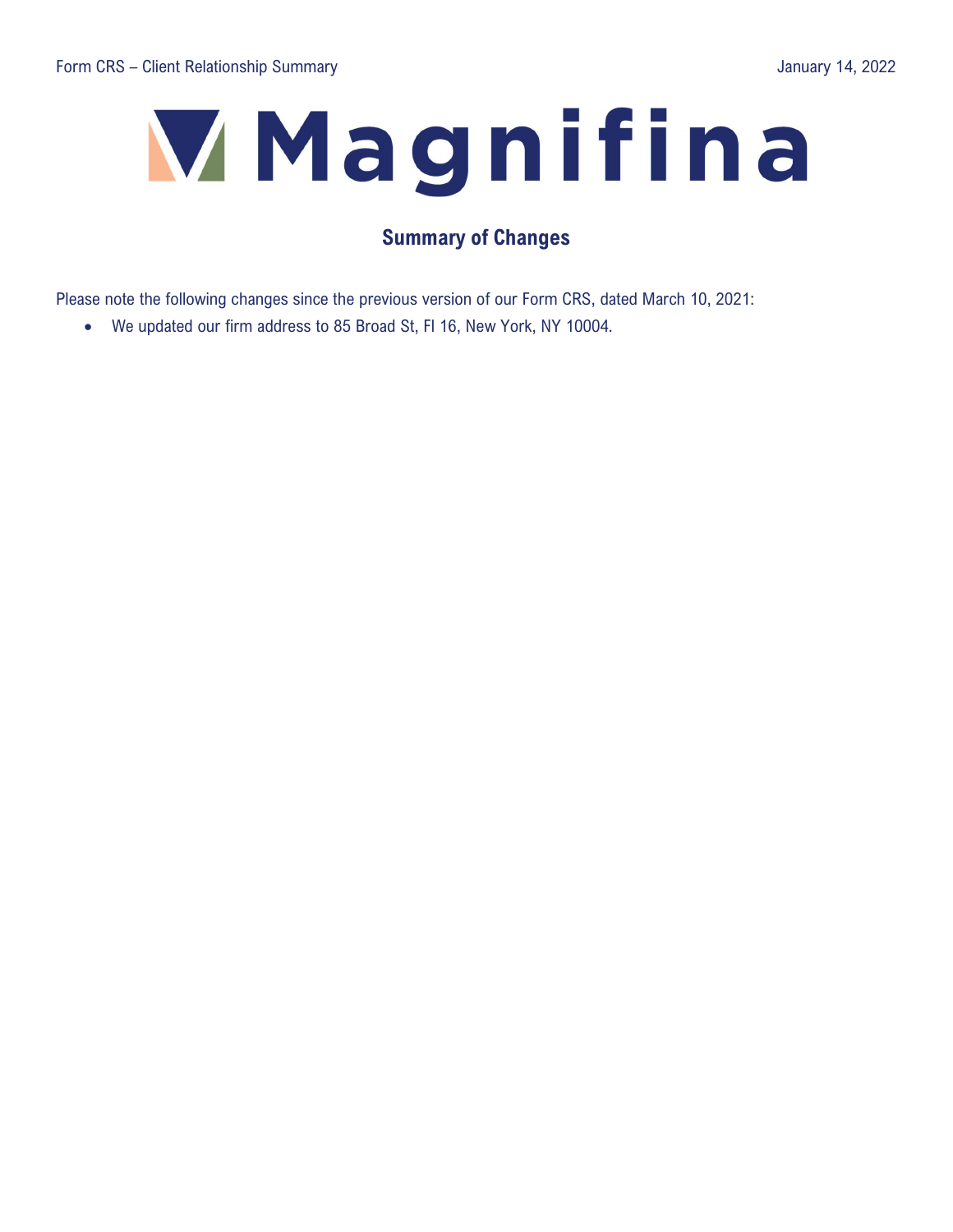# Magnifina

## Summary of Changes

Please note the following changes since the previous version of our Form CRS, dated March 10, 2021:

- We updated our firm address to 85 Broad St, Fl 16, New York, NY 10004.